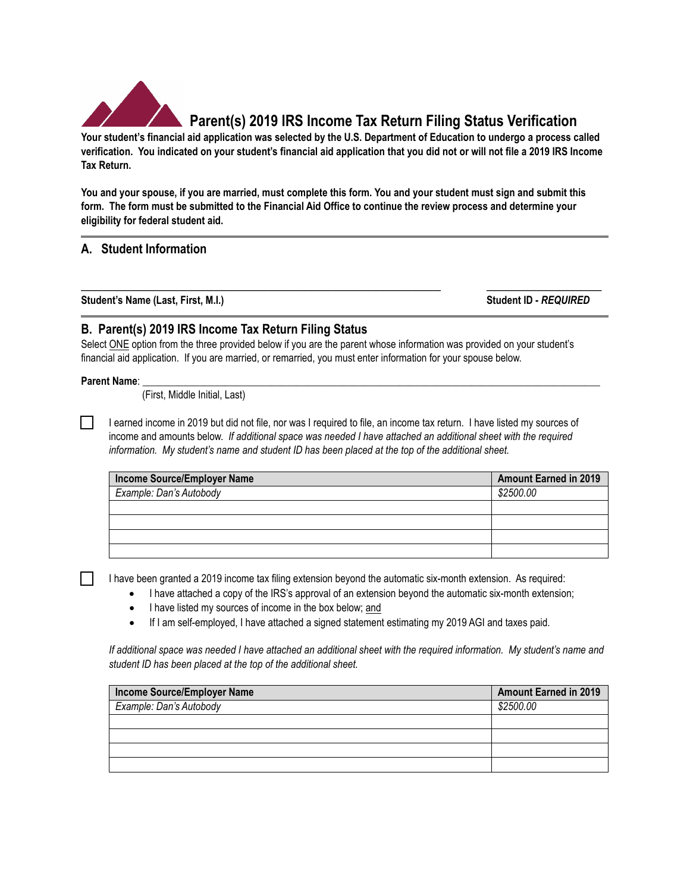# Parent(s) 2019 IRS Income Tax Return Filing Status Verification

**Your student's financial aid application was selected by the U.S. Department of Education to undergo a process called verification. You indicated on your student's financial aid application that you did not or will not file a 2019 IRS Income Tax Return.**

**You and your spouse, if you are married, must complete this form. You and your student must sign and submit this form. The form must be submitted to the Financial Aid Office to continue the review process and determine your eligibility for federal student aid.**

## A. Student Information

\_\_\_\_\_\_\_\_\_\_\_\_\_\_\_\_\_\_\_\_\_\_\_\_\_\_\_\_\_\_\_\_\_\_\_\_\_\_\_\_\_\_\_\_\_\_\_\_\_\_\_\_ \_\_\_\_\_\_\_\_\_\_\_\_\_\_\_\_\_\_\_\_

**Student's Name (Last, First, M.I.)** **Student ID - *REQUIRED***

## B. Parent(s) 2019 IRS Income Tax Return Filing Status

Select ONE option from the three provided below if you are the parent whose information was provided on your student's financial aid application. If you are married, or remarried, you must enter information for your spouse below.

**Parent Name**: \_\_\_\_\_\_\_\_\_\_\_\_\_\_\_\_\_\_\_\_\_\_\_\_\_\_\_\_\_\_\_\_\_\_\_\_\_\_\_\_\_\_\_\_\_\_\_\_\_\_\_\_\_\_\_\_\_\_
(First, Middle Initial, Last)

☐ I earned income in 2019 but did not file, nor was I required to file, an income tax return. I have listed my sources of income and amounts below. *If additional space was needed I have attached an additional sheet with the required information. My student's name and student ID has been placed at the top of the additional sheet.*

| Income Source/Employer Name | Amount Earned in 2019 |
|---|---|
| *Example: Dan's Autobody* | *$2500.00* |
| | |
| | |
| | |
| | |

☐ I have been granted a 2019 income tax filing extension beyond the automatic six-month extension. As required:

- I have attached a copy of the IRS's approval of an extension beyond the automatic six-month extension;
- I have listed my sources of income in the box below; and
- If I am self-employed, I have attached a signed statement estimating my 2019 AGI and taxes paid.

*If additional space was needed I have attached an additional sheet with the required information. My student's name and student ID has been placed at the top of the additional sheet.*

| Income Source/Employer Name | Amount Earned in 2019 |
|---|---|
| *Example: Dan's Autobody* | *$2500.00* |
| | |
| | |
| | |
| | |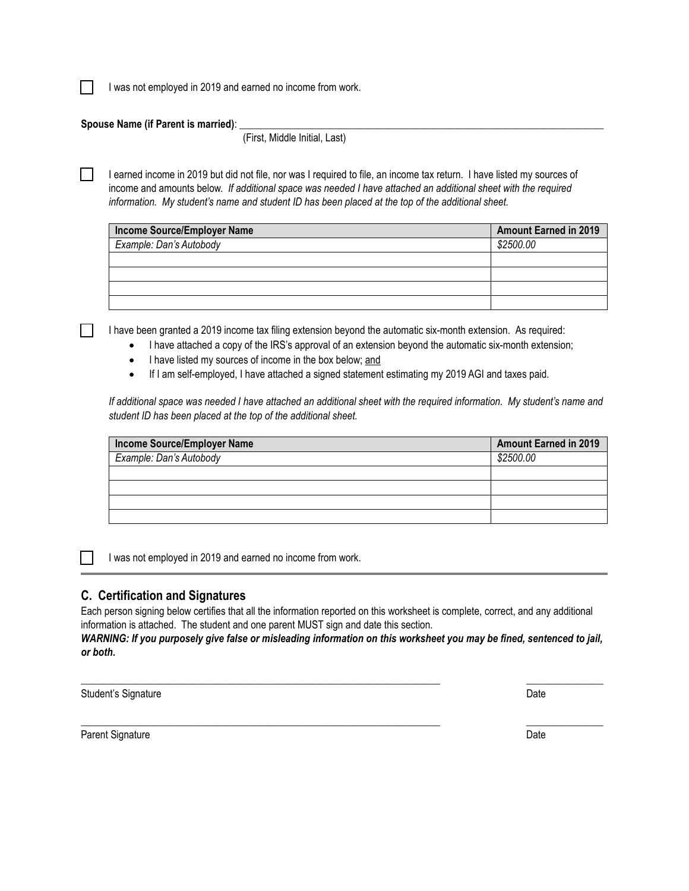☐ I was not employed in 2019 and earned no income from work.

**Spouse Name (if Parent is married)**: ______________________________
(First, Middle Initial, Last)

☐ I earned income in 2019 but did not file, nor was I required to file, an income tax return. I have listed my sources of income and amounts below. *If additional space was needed I have attached an additional sheet with the required information. My student's name and student ID has been placed at the top of the additional sheet.*

| Income Source/Employer Name | Amount Earned in 2019 |
|---|---|
| *Example: Dan's Autobody* | *$2500.00* |
| | |
| | |
| | |
| | |

☐ I have been granted a 2019 income tax filing extension beyond the automatic six-month extension. As required:

- I have attached a copy of the IRS's approval of an extension beyond the automatic six-month extension;
- I have listed my sources of income in the box below; and
- If I am self-employed, I have attached a signed statement estimating my 2019 AGI and taxes paid.

*If additional space was needed I have attached an additional sheet with the required information. My student's name and student ID has been placed at the top of the additional sheet.*

| Income Source/Employer Name | Amount Earned in 2019 |
|---|---|
| *Example: Dan's Autobody* | *$2500.00* |
| | |
| | |
| | |
| | |

☐ I was not employed in 2019 and earned no income from work.

## C. Certification and Signatures

Each person signing below certifies that all the information reported on this worksheet is complete, correct, and any additional information is attached. The student and one parent MUST sign and date this section.

***WARNING: If you purposely give false or misleading information on this worksheet you may be fined, sentenced to jail, or both.***

______________________________ ______________
Student's Signature Date

______________________________ ______________
Parent Signature Date